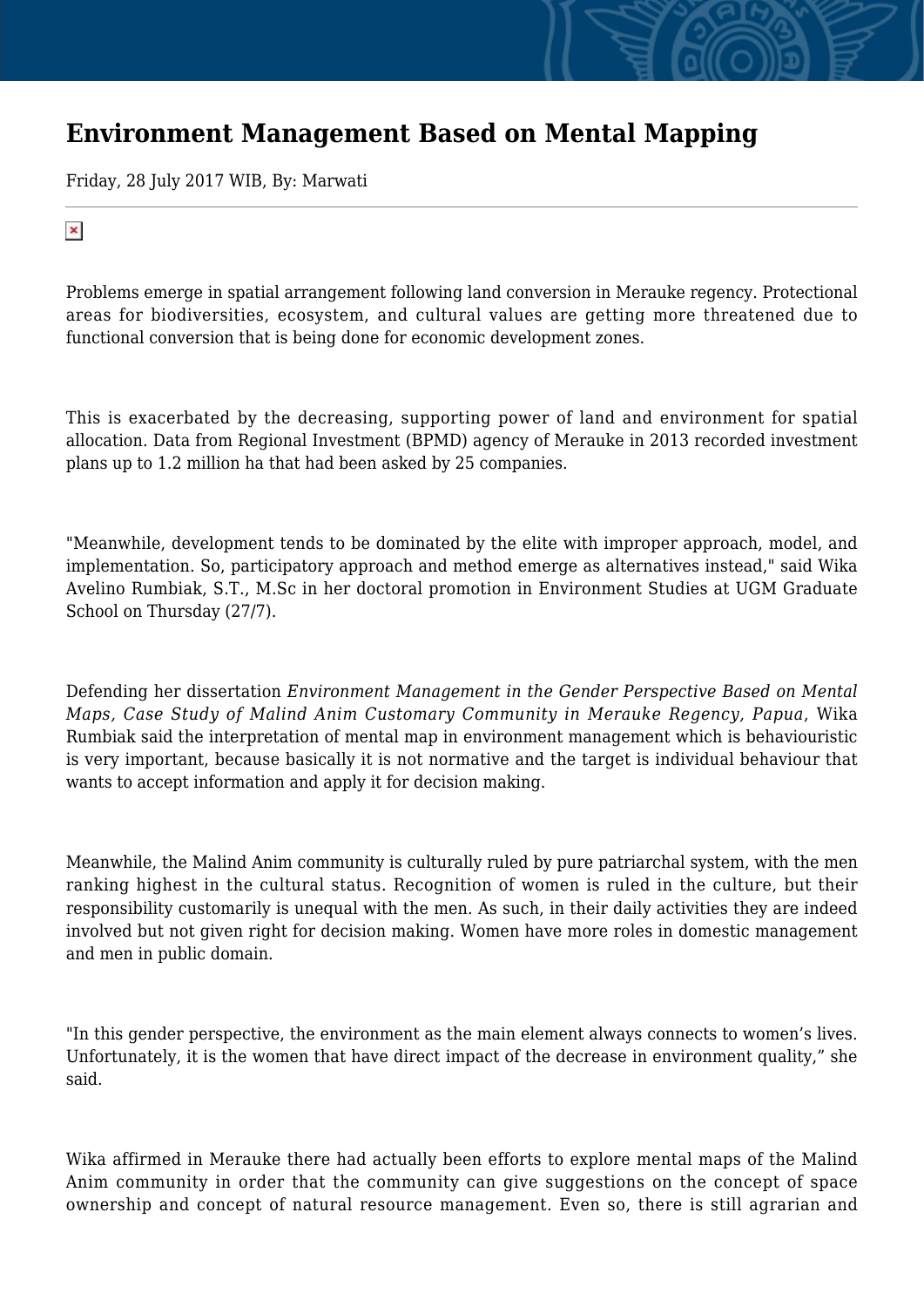# Environment Management Based on Mental Mapping

Friday, 28 July 2017 WIB, By: Marwati

Problems emerge in spatial arrangement following land conversion in Merauke regency. Protectional areas for biodiversities, ecosystem, and cultural values are getting more threatened due to functional conversion that is being done for economic development zones.

This is exacerbated by the decreasing, supporting power of land and environment for spatial allocation. Data from Regional Investment (BPMD) agency of Merauke in 2013 recorded investment plans up to 1.2 million ha that had been asked by 25 companies.

"Meanwhile, development tends to be dominated by the elite with improper approach, model, and implementation. So, participatory approach and method emerge as alternatives instead," said Wika Avelino Rumbiak, S.T., M.Sc in her doctoral promotion in Environment Studies at UGM Graduate School on Thursday (27/7).

Defending her dissertation *Environment Management in the Gender Perspective Based on Mental Maps, Case Study of Malind Anim Customary Community in Merauke Regency, Papua*, Wika Rumbiak said the interpretation of mental map in environment management which is behaviouristic is very important, because basically it is not normative and the target is individual behaviour that wants to accept information and apply it for decision making.

Meanwhile, the Malind Anim community is culturally ruled by pure patriarchal system, with the men ranking highest in the cultural status. Recognition of women is ruled in the culture, but their responsibility customarily is unequal with the men. As such, in their daily activities they are indeed involved but not given right for decision making. Women have more roles in domestic management and men in public domain.

"In this gender perspective, the environment as the main element always connects to women's lives. Unfortunately, it is the women that have direct impact of the decrease in environment quality," she said.

Wika affirmed in Merauke there had actually been efforts to explore mental maps of the Malind Anim community in order that the community can give suggestions on the concept of space ownership and concept of natural resource management. Even so, there is still agrarian and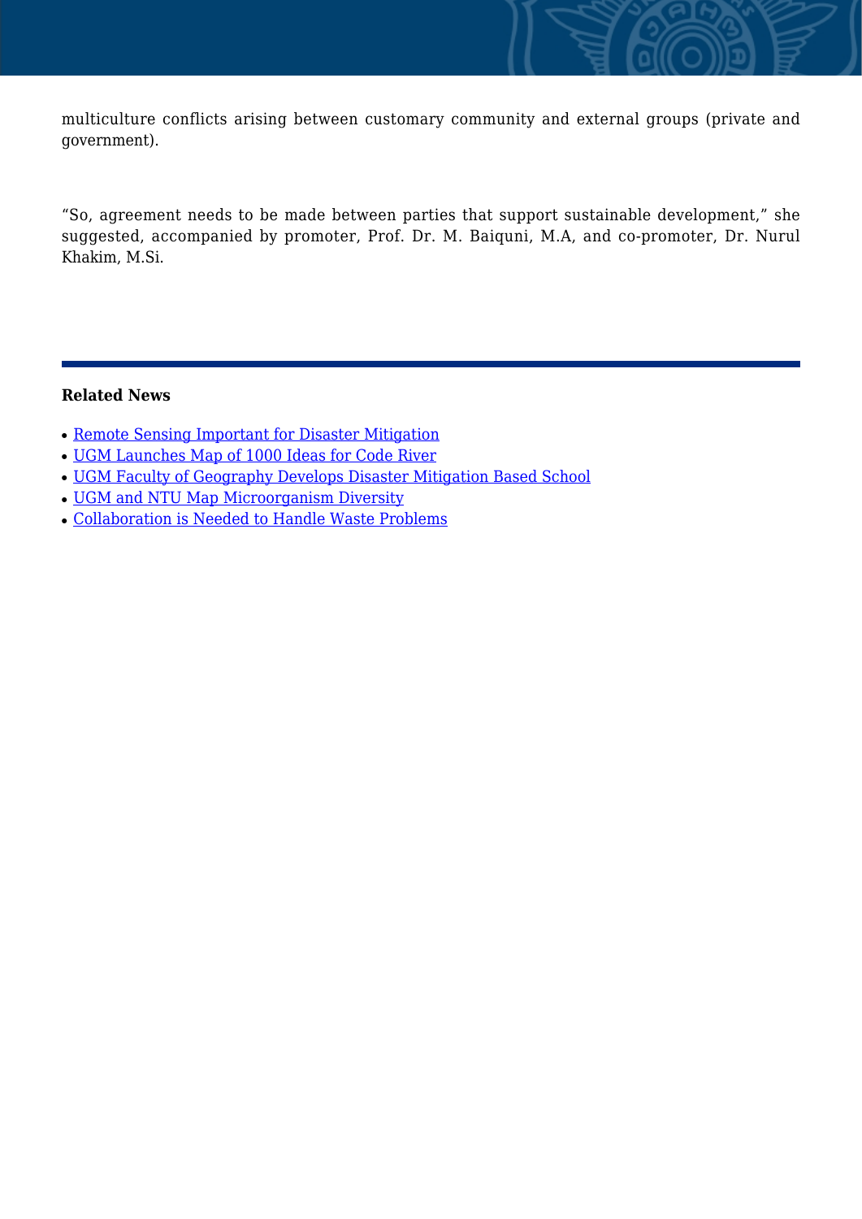multiculture conflicts arising between customary community and external groups (private and government).

"So, agreement needs to be made between parties that support sustainable development," she suggested, accompanied by promoter, Prof. Dr. M. Baiquni, M.A, and co-promoter, Dr. Nurul Khakim, M.Si.

---

**Related News**

- Remote Sensing Important for Disaster Mitigation
- UGM Launches Map of 1000 Ideas for Code River
- UGM Faculty of Geography Develops Disaster Mitigation Based School
- UGM and NTU Map Microorganism Diversity
- Collaboration is Needed to Handle Waste Problems